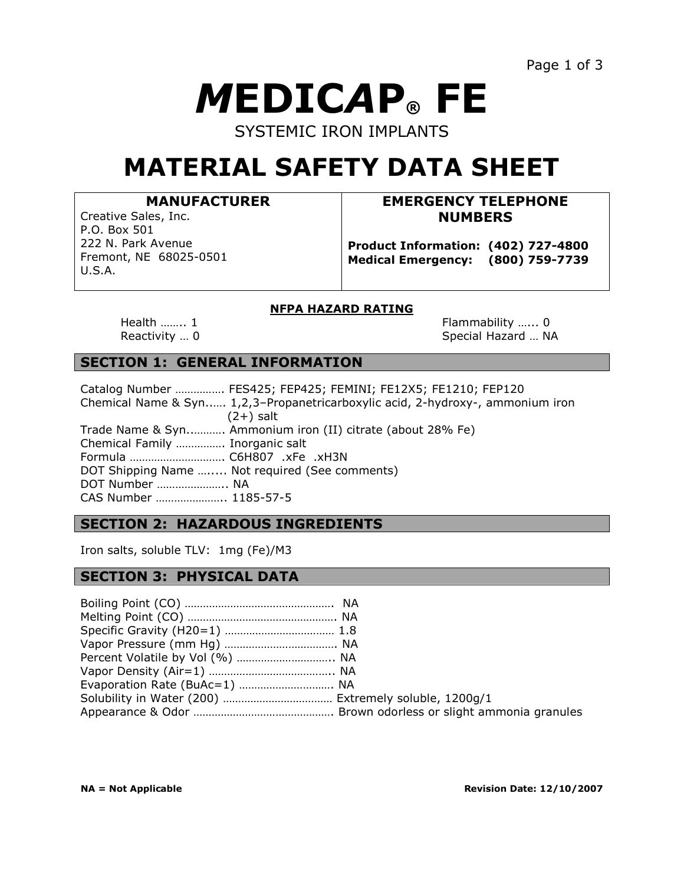# ***M*EDIC*AP*® FE**

SYSTEMIC IRON IMPLANTS

# MATERIAL SAFETY DATA SHEET

| **MANUFACTURER** | **EMERGENCY TELEPHONE NUMBERS** |
|---|---|
| Creative Sales, Inc.<br>P.O. Box 501<br>222 N. Park Avenue<br>Fremont, NE 68025-0501<br>U.S.A. | **Product Information: (402) 727-4800**<br>**Medical Emergency: (800) 759-7739** |

**NFPA HAZARD RATING**

Health …….. 1
Flammability …... 0
Reactivity … 0
Special Hazard … NA

## SECTION 1: GENERAL INFORMATION

Catalog Number ……………. FES425; FEP425; FEMINI; FE12X5; FE1210; FEP120
Chemical Name & Syn...… 1,2,3–Propanetricarboxylic acid, 2-hydroxy-, ammonium iron (2+) salt
Trade Name & Syn..………. Ammonium iron (II) citrate (about 28% Fe)
Chemical Family ……………. Inorganic salt
Formula …………………………. C6H807 .xFe .xH3N
DOT Shipping Name ….... Not required (See comments)
DOT Number ………………….. NA
CAS Number ………………….. 1185-57-5

## SECTION 2: HAZARDOUS INGREDIENTS

Iron salts, soluble TLV: 1mg (Fe)/M3

## SECTION 3: PHYSICAL DATA

Boiling Point (CO) ………………………………………… NA
Melting Point (CO) ………………………………………… NA
Specific Gravity (H20=1) ……………………………… 1.8
Vapor Pressure (mm Hg) ……………………………… NA
Percent Volatile by Vol (%) ………………………….. NA
Vapor Density (Air=1) ………………………………….. NA
Evaporation Rate (BuAc=1) …………………………. NA
Solubility in Water (200) ……………………………… Extremely soluble, 1200g/1
Appearance & Odor ……………………………………… Brown odorless or slight ammonia granules

**NA = Not Applicable**

**Revision Date: 12/10/2007**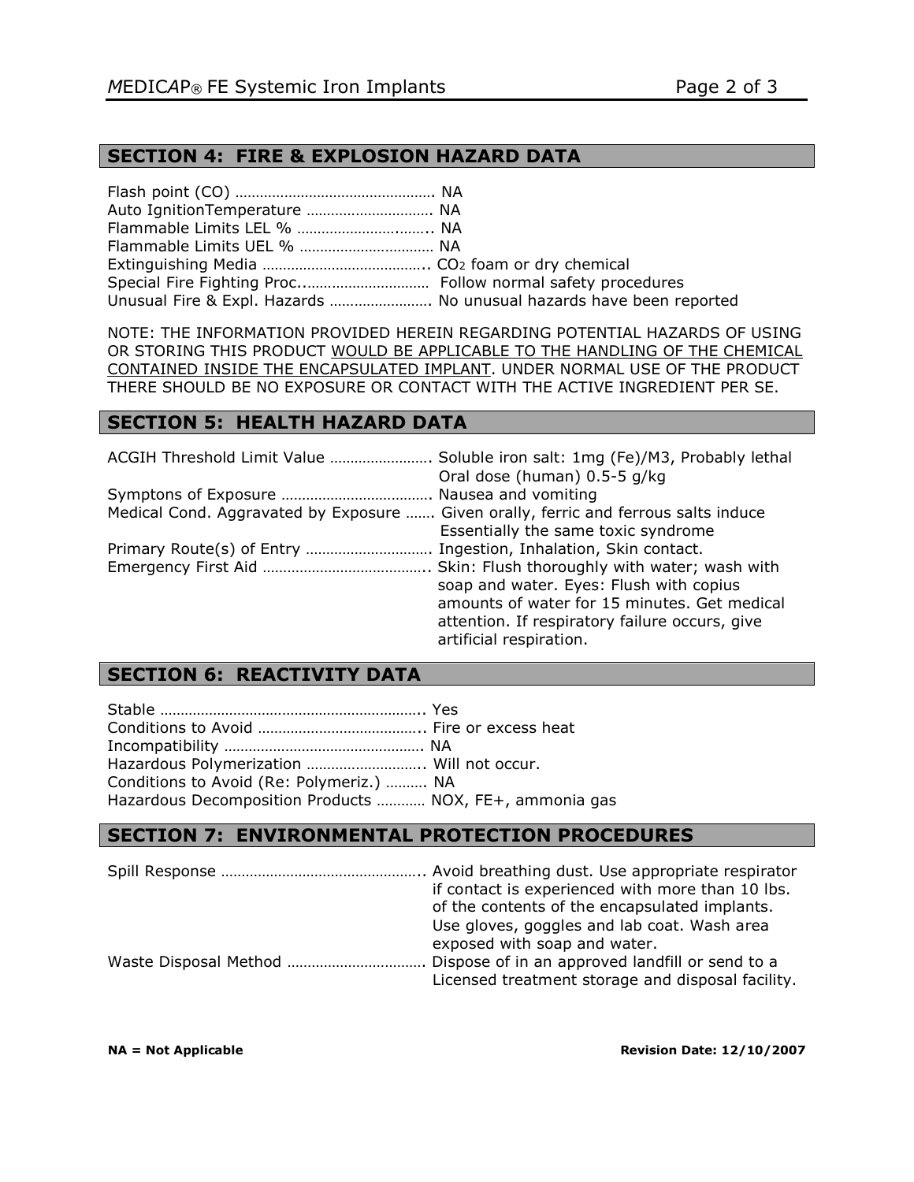## SECTION 4: FIRE & EXPLOSION HAZARD DATA

Flash point (CO) …………………………………………. NA
Auto IgnitionTemperature …………………………. NA
Flammable Limits LEL % …………………….…….. NA
Flammable Limits UEL % …………………………… NA
Extinguishing Media ………………………………….. $CO_2$ foam or dry chemical
Special Fire Fighting Proc..………………………… Follow normal safety procedures
Unusual Fire & Expl. Hazards ……………………. No unusual hazards have been reported

NOTE: THE INFORMATION PROVIDED HEREIN REGARDING POTENTIAL HAZARDS OF USING OR STORING THIS PRODUCT WOULD BE APPLICABLE TO THE HANDLING OF THE CHEMICAL CONTAINED INSIDE THE ENCAPSULATED IMPLANT. UNDER NORMAL USE OF THE PRODUCT THERE SHOULD BE NO EXPOSURE OR CONTACT WITH THE ACTIVE INGREDIENT PER SE.

## SECTION 5: HEALTH HAZARD DATA

ACGIH Threshold Limit Value ……………………. Soluble iron salt: 1mg (Fe)/M3, Probably lethal Oral dose (human) 0.5-5 g/kg
Symptons of Exposure ………………………………. Nausea and vomiting
Medical Cond. Aggravated by Exposure ……. Given orally, ferric and ferrous salts induce Essentially the same toxic syndrome
Primary Route(s) of Entry …………………………. Ingestion, Inhalation, Skin contact.
Emergency First Aid ………………………………….. Skin: Flush thoroughly with water; wash with soap and water. Eyes: Flush with copius amounts of water for 15 minutes. Get medical attention. If respiratory failure occurs, give artificial respiration.

## SECTION 6: REACTIVITY DATA

Stable ……………………………………………………….. Yes
Conditions to Avoid ………………………………….. Fire or excess heat
Incompatibility …………………………………………. NA
Hazardous Polymerization ……………………….. Will not occur.
Conditions to Avoid (Re: Polymeriz.) ………. NA
Hazardous Decomposition Products ………… NOX, FE+, ammonia gas

## SECTION 7: ENVIRONMENTAL PROTECTION PROCEDURES

Spill Response ………………………………………….. Avoid breathing dust. Use appropriate respirator if contact is experienced with more than 10 lbs. of the contents of the encapsulated implants. Use gloves, goggles and lab coat. Wash area exposed with soap and water.
Waste Disposal Method ……………………………. Dispose of in an approved landfill or send to a Licensed treatment storage and disposal facility.

**NA = Not Applicable** **Revision Date: 12/10/2007**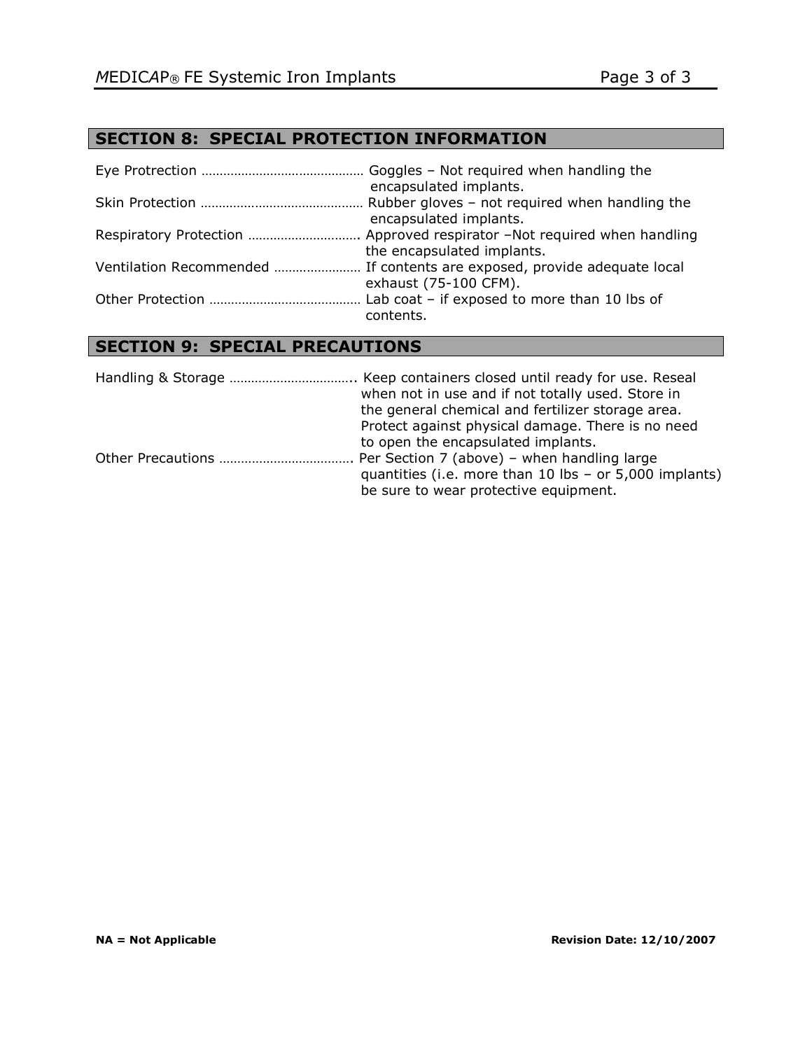## SECTION 8: SPECIAL PROTECTION INFORMATION

Eye Protrection ……………………………………… Goggles – Not required when handling the encapsulated implants.
Skin Protection ……………………………………… Rubber gloves – not required when handling the encapsulated implants.
Respiratory Protection ………………………….. Approved respirator –Not required when handling the encapsulated implants.
Ventilation Recommended …………………… If contents are exposed, provide adequate local exhaust (75-100 CFM).
Other Protection …………………………………… Lab coat – if exposed to more than 10 lbs of contents.

## SECTION 9: SPECIAL PRECAUTIONS

Handling & Storage …………………………….. Keep containers closed until ready for use. Reseal when not in use and if not totally used. Store in the general chemical and fertilizer storage area. Protect against physical damage. There is no need to open the encapsulated implants.
Other Precautions ………………………………. Per Section 7 (above) – when handling large quantities (i.e. more than 10 lbs – or 5,000 implants) be sure to wear protective equipment.

**NA = Not Applicable** **Revision Date: 12/10/2007**